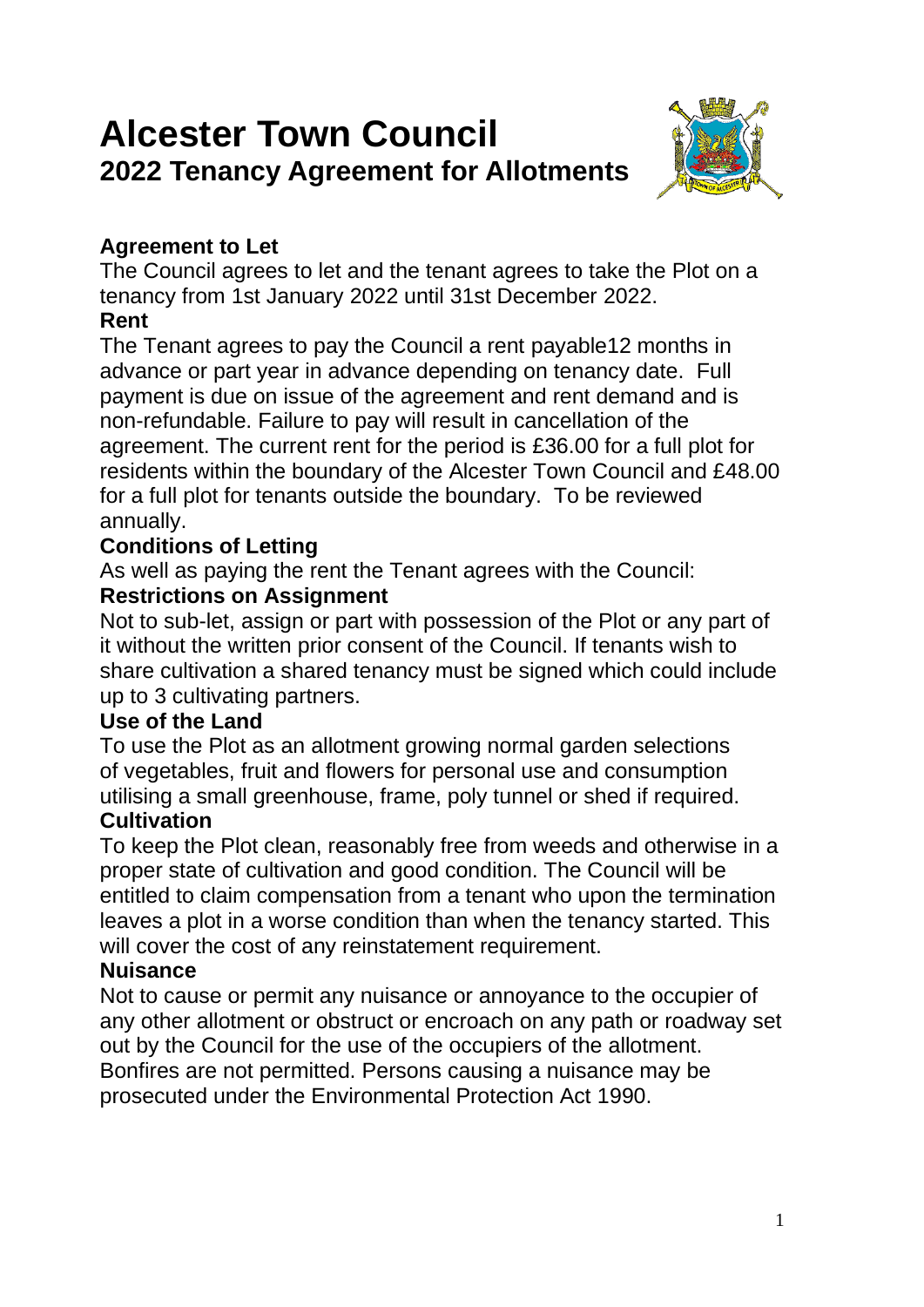# Alcester Town Council

## 2022 Tenancy Agreement for Allotments

**Agreement to Let**

The Council agrees to let and the tenant agrees to take the Plot on a tenancy from 1st January 2022 until 31st December 2022.

**Rent**

The Tenant agrees to pay the Council a rent payable12 months in advance or part year in advance depending on tenancy date. Full payment is due on issue of the agreement and rent demand and is non-refundable. Failure to pay will result in cancellation of the agreement. The current rent for the period is £36.00 for a full plot for residents within the boundary of the Alcester Town Council and £48.00 for a full plot for tenants outside the boundary. To be reviewed annually.

**Conditions of Letting**

As well as paying the rent the Tenant agrees with the Council:

**Restrictions on Assignment**

Not to sub-let, assign or part with possession of the Plot or any part of it without the written prior consent of the Council. If tenants wish to share cultivation a shared tenancy must be signed which could include up to 3 cultivating partners.

**Use of the Land**

To use the Plot as an allotment growing normal garden selections of vegetables, fruit and flowers for personal use and consumption utilising a small greenhouse, frame, poly tunnel or shed if required.

**Cultivation**

To keep the Plot clean, reasonably free from weeds and otherwise in a proper state of cultivation and good condition. The Council will be entitled to claim compensation from a tenant who upon the termination leaves a plot in a worse condition than when the tenancy started. This will cover the cost of any reinstatement requirement.

**Nuisance**

Not to cause or permit any nuisance or annoyance to the occupier of any other allotment or obstruct or encroach on any path or roadway set out by the Council for the use of the occupiers of the allotment. Bonfires are not permitted. Persons causing a nuisance may be prosecuted under the Environmental Protection Act 1990.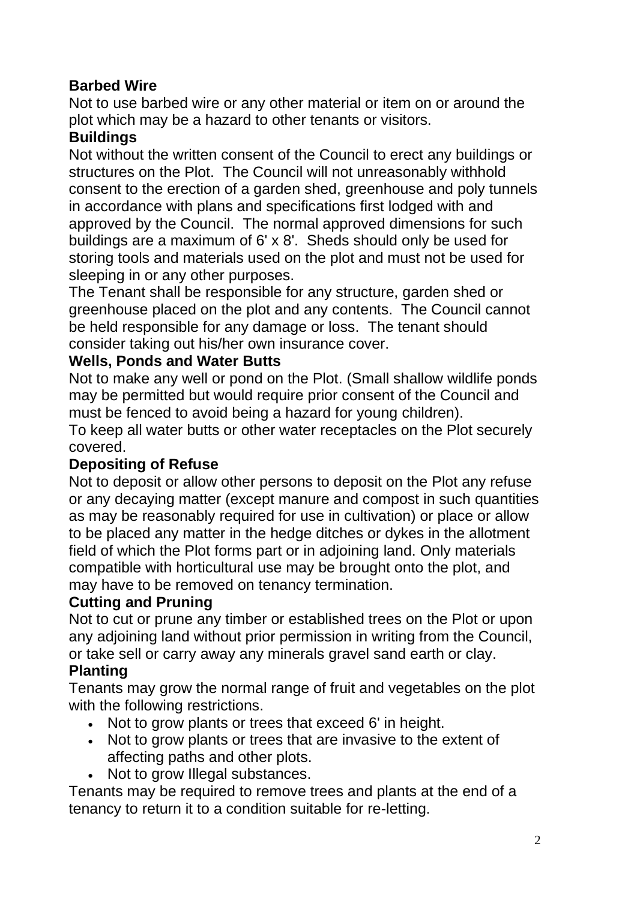**Barbed Wire**

Not to use barbed wire or any other material or item on or around the plot which may be a hazard to other tenants or visitors.

**Buildings**

Not without the written consent of the Council to erect any buildings or structures on the Plot. The Council will not unreasonably withhold consent to the erection of a garden shed, greenhouse and poly tunnels in accordance with plans and specifications first lodged with and approved by the Council. The normal approved dimensions for such buildings are a maximum of 6' x 8'. Sheds should only be used for storing tools and materials used on the plot and must not be used for sleeping in or any other purposes.

The Tenant shall be responsible for any structure, garden shed or greenhouse placed on the plot and any contents. The Council cannot be held responsible for any damage or loss. The tenant should consider taking out his/her own insurance cover.

**Wells, Ponds and Water Butts**

Not to make any well or pond on the Plot. (Small shallow wildlife ponds may be permitted but would require prior consent of the Council and must be fenced to avoid being a hazard for young children).

To keep all water butts or other water receptacles on the Plot securely covered.

**Depositing of Refuse**

Not to deposit or allow other persons to deposit on the Plot any refuse or any decaying matter (except manure and compost in such quantities as may be reasonably required for use in cultivation) or place or allow to be placed any matter in the hedge ditches or dykes in the allotment field of which the Plot forms part or in adjoining land. Only materials compatible with horticultural use may be brought onto the plot, and may have to be removed on tenancy termination.

**Cutting and Pruning**

Not to cut or prune any timber or established trees on the Plot or upon any adjoining land without prior permission in writing from the Council, or take sell or carry away any minerals gravel sand earth or clay.

**Planting**

Tenants may grow the normal range of fruit and vegetables on the plot with the following restrictions.

- Not to grow plants or trees that exceed 6' in height.
- Not to grow plants or trees that are invasive to the extent of affecting paths and other plots.
- Not to grow Illegal substances.

Tenants may be required to remove trees and plants at the end of a tenancy to return it to a condition suitable for re-letting.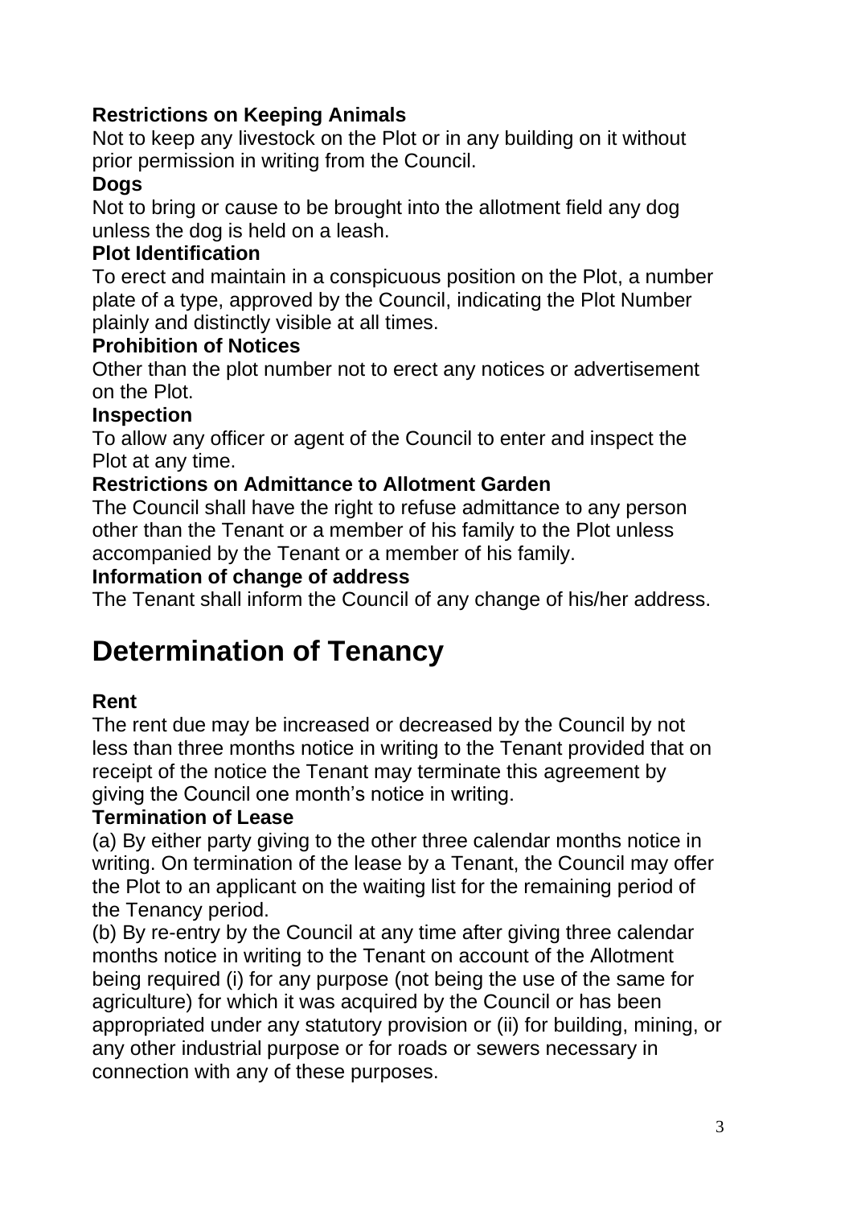**Restrictions on Keeping Animals**

Not to keep any livestock on the Plot or in any building on it without prior permission in writing from the Council.

**Dogs**

Not to bring or cause to be brought into the allotment field any dog unless the dog is held on a leash.

**Plot Identification**

To erect and maintain in a conspicuous position on the Plot, a number plate of a type, approved by the Council, indicating the Plot Number plainly and distinctly visible at all times.

**Prohibition of Notices**

Other than the plot number not to erect any notices or advertisement on the Plot.

**Inspection**

To allow any officer or agent of the Council to enter and inspect the Plot at any time.

**Restrictions on Admittance to Allotment Garden**

The Council shall have the right to refuse admittance to any person other than the Tenant or a member of his family to the Plot unless accompanied by the Tenant or a member of his family.

**Information of change of address**

The Tenant shall inform the Council of any change of his/her address.

# Determination of Tenancy

**Rent**

The rent due may be increased or decreased by the Council by not less than three months notice in writing to the Tenant provided that on receipt of the notice the Tenant may terminate this agreement by giving the Council one month's notice in writing.

**Termination of Lease**

(a) By either party giving to the other three calendar months notice in writing. On termination of the lease by a Tenant, the Council may offer the Plot to an applicant on the waiting list for the remaining period of the Tenancy period.

(b) By re-entry by the Council at any time after giving three calendar months notice in writing to the Tenant on account of the Allotment being required (i) for any purpose (not being the use of the same for agriculture) for which it was acquired by the Council or has been appropriated under any statutory provision or (ii) for building, mining, or any other industrial purpose or for roads or sewers necessary in connection with any of these purposes.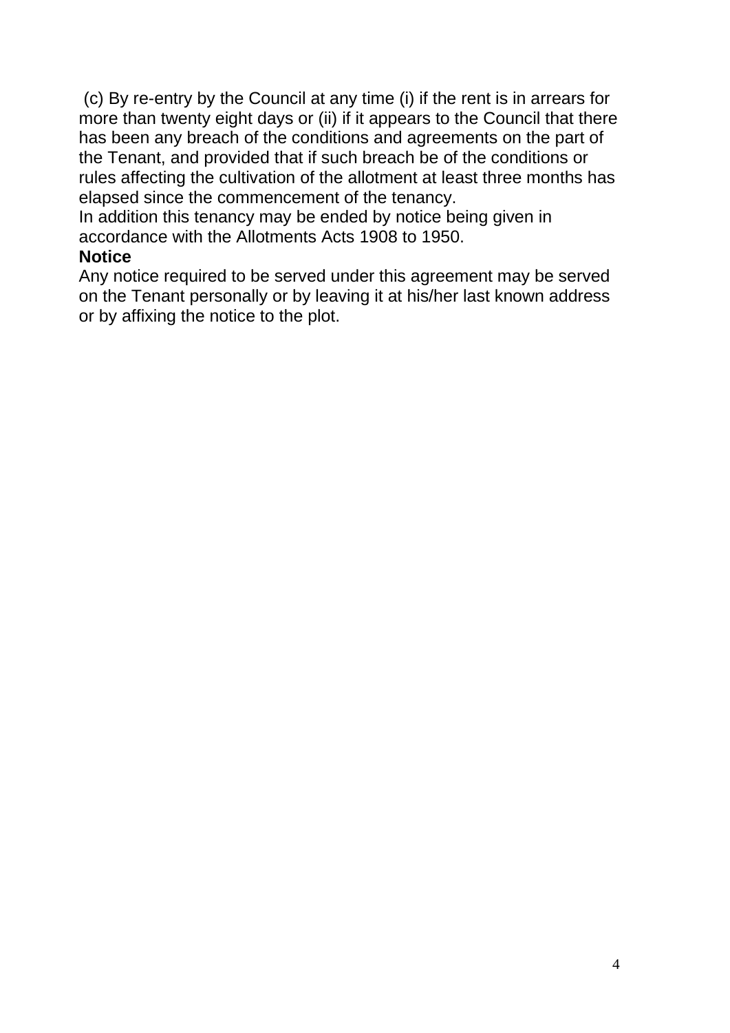(c) By re-entry by the Council at any time (i) if the rent is in arrears for more than twenty eight days or (ii) if it appears to the Council that there has been any breach of the conditions and agreements on the part of the Tenant, and provided that if such breach be of the conditions or rules affecting the cultivation of the allotment at least three months has elapsed since the commencement of the tenancy.

In addition this tenancy may be ended by notice being given in accordance with the Allotments Acts 1908 to 1950.

**Notice**

Any notice required to be served under this agreement may be served on the Tenant personally or by leaving it at his/her last known address or by affixing the notice to the plot.